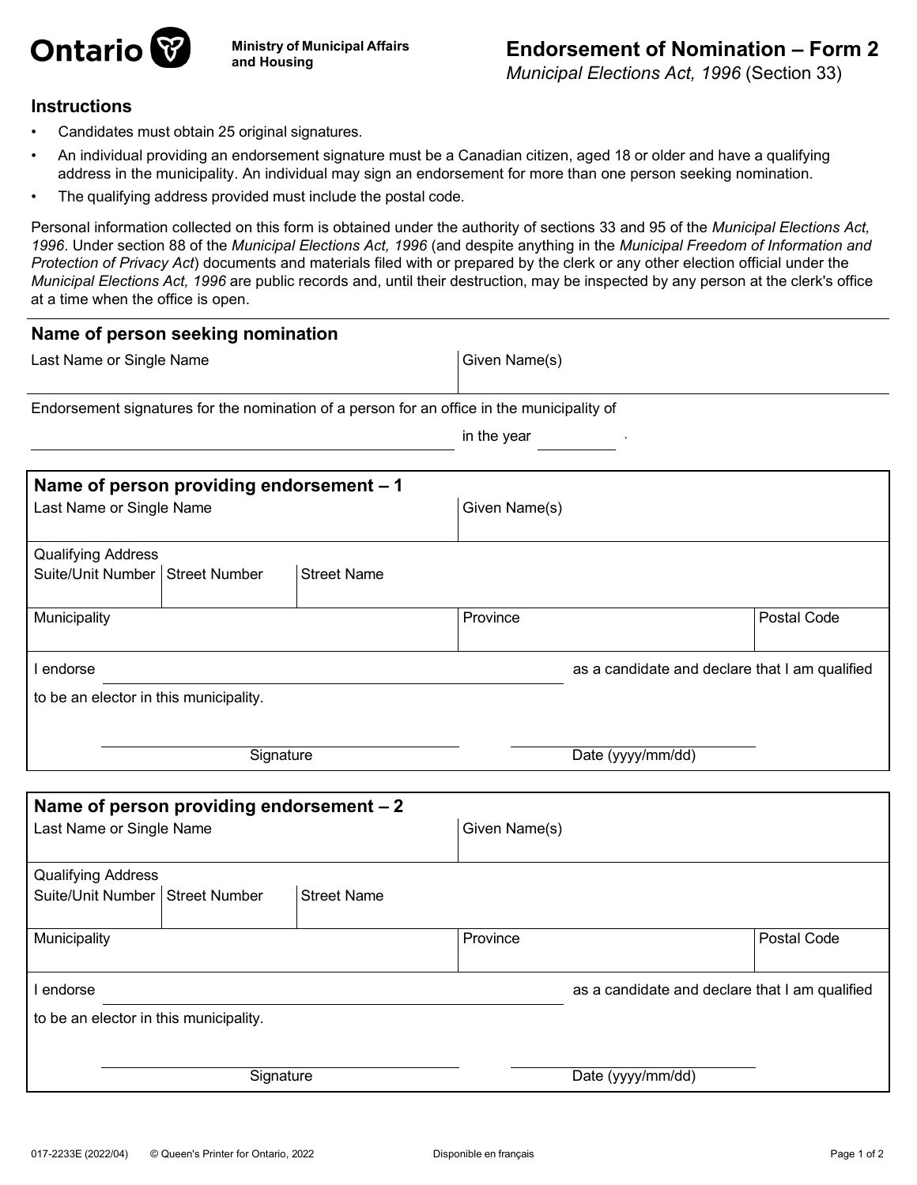Ontario | Ministry of Municipal Affairs and Housing

# Endorsement of Nomination – Form 2

*Municipal Elections Act, 1996* (Section 33)

## Instructions

- Candidates must obtain 25 original signatures.
- An individual providing an endorsement signature must be a Canadian citizen, aged 18 or older and have a qualifying address in the municipality. An individual may sign an endorsement for more than one person seeking nomination.
- The qualifying address provided must include the postal code.

Personal information collected on this form is obtained under the authority of sections 33 and 95 of the *Municipal Elections Act, 1996*. Under section 88 of the *Municipal Elections Act, 1996* (and despite anything in the *Municipal Freedom of Information and Protection of Privacy Act*) documents and materials filed with or prepared by the clerk or any other election official under the *Municipal Elections Act, 1996* are public records and, until their destruction, may be inspected by any person at the clerk's office at a time when the office is open.

## Name of person seeking nomination

| Last Name or Single Name | Given Name(s) |
|---|---|
| | |

Endorsement signatures for the nomination of a person for an office in the municipality of ____________________ in the year ________ .

## Name of person providing endorsement – 1

| Last Name or Single Name | Given Name(s) |
|---|---|
| | |

Qualifying Address

| Suite/Unit Number | Street Number | Street Name |
|---|---|---|
| | | |

| Municipality | Province | Postal Code |
|---|---|---|
| | | |

I endorse ____________________ as a candidate and declare that I am qualified to be an elector in this municipality.

____________________ Signature

____________________ Date (yyyy/mm/dd)

## Name of person providing endorsement – 2

| Last Name or Single Name | Given Name(s) |
|---|---|
| | |

Qualifying Address

| Suite/Unit Number | Street Number | Street Name |
|---|---|---|
| | | |

| Municipality | Province | Postal Code |
|---|---|---|
| | | |

I endorse ____________________ as a candidate and declare that I am qualified to be an elector in this municipality.

____________________ Signature

____________________ Date (yyyy/mm/dd)

017-2233E (2022/04) © Queen's Printer for Ontario, 2022 Disponible en français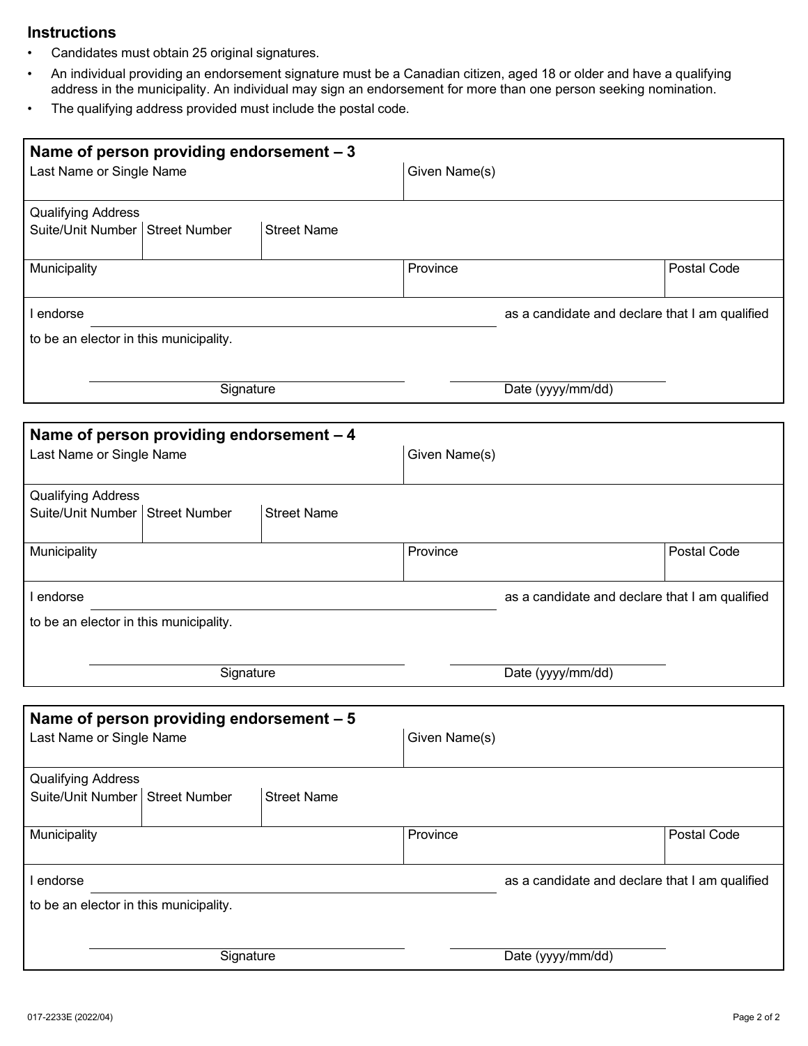## Instructions

- Candidates must obtain 25 original signatures.
- An individual providing an endorsement signature must be a Canadian citizen, aged 18 or older and have a qualifying address in the municipality. An individual may sign an endorsement for more than one person seeking nomination.
- The qualifying address provided must include the postal code.

### Name of person providing endorsement – 3

| Last Name or Single Name | | Given Name(s) | |
|---|---|---|---|
| | | | |

Qualifying Address

| Suite/Unit Number | Street Number | Street Name |
|---|---|---|
| | | |

| Municipality | Province | Postal Code |
|---|---|---|
| | | |

I endorse ______________________________ as a candidate and declare that I am qualified to be an elector in this municipality.

______________________________ Signature

______________________________ Date (yyyy/mm/dd)

### Name of person providing endorsement – 4

| Last Name or Single Name | | Given Name(s) | |
|---|---|---|---|
| | | | |

Qualifying Address

| Suite/Unit Number | Street Number | Street Name |
|---|---|---|
| | | |

| Municipality | Province | Postal Code |
|---|---|---|
| | | |

I endorse ______________________________ as a candidate and declare that I am qualified to be an elector in this municipality.

______________________________ Signature

______________________________ Date (yyyy/mm/dd)

### Name of person providing endorsement – 5

| Last Name or Single Name | | Given Name(s) | |
|---|---|---|---|
| | | | |

Qualifying Address

| Suite/Unit Number | Street Number | Street Name |
|---|---|---|
| | | |

| Municipality | Province | Postal Code |
|---|---|---|
| | | |

I endorse ______________________________ as a candidate and declare that I am qualified to be an elector in this municipality.

______________________________ Signature

______________________________ Date (yyyy/mm/dd)

017-2233E (2022/04)